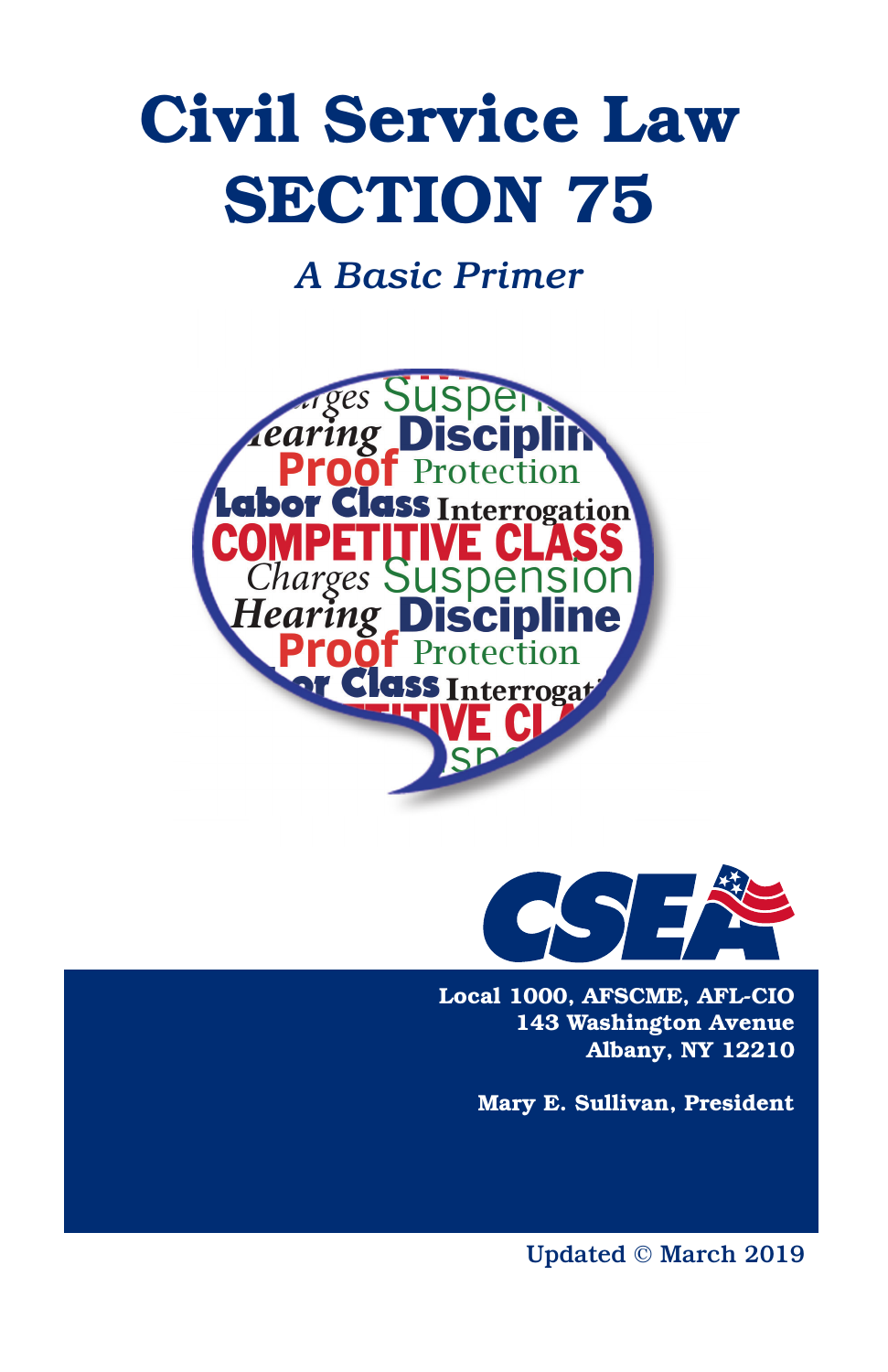# Civil Service Law SECTION 75

*A Basic Primer*

**Local 1000, AFSCME, AFL-CIO**
**143 Washington Avenue**
**Albany, NY 12210**

**Mary E. Sullivan, President**

Updated © March 2019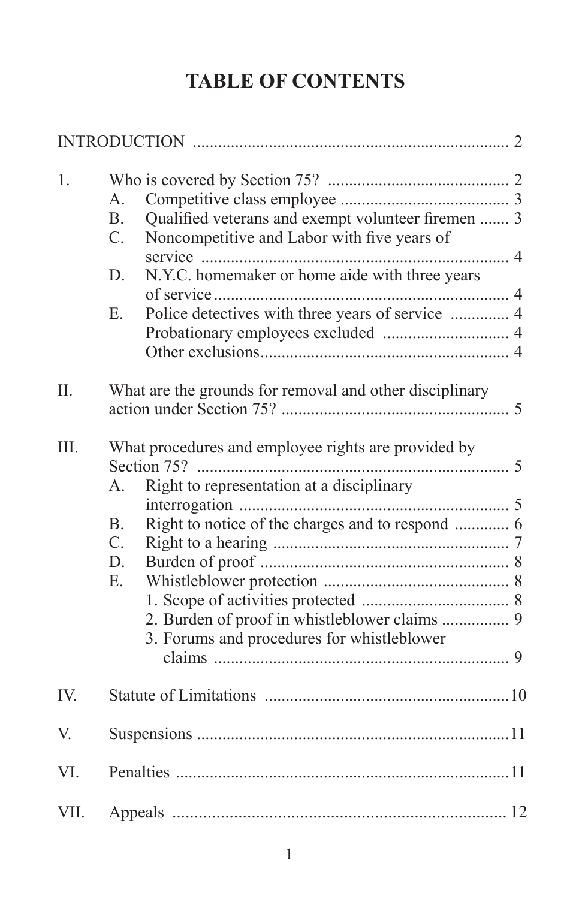# TABLE OF CONTENTS

INTRODUCTION ........................................................................ 2

1. Who is covered by Section 75? .......................................... 2
   - A. Competitive class employee ........................................ 3
   - B. Qualified veterans and exempt volunteer firemen ....... 3
   - C. Noncompetitive and Labor with five years of service ........................................................................ 4
   - D. N.Y.C. homemaker or home aide with three years of service ..................................................................... 4
   - E. Police detectives with three years of service .............. 4
   - Probationary employees excluded .............................. 4
   - Other exclusions........................................................... 4

II. What are the grounds for removal and other disciplinary action under Section 75? ...................................................... 5

III. What procedures and employee rights are provided by Section 75? ......................................................................... 5
   - A. Right to representation at a disciplinary interrogation ............................................................... 5
   - B. Right to notice of the charges and to respond ............. 6
   - C. Right to a hearing ....................................................... 7
   - D. Burden of proof .......................................................... 8
   - E. Whistleblower protection ............................................ 8
     1. Scope of activities protected ................................... 8
     2. Burden of proof in whistleblower claims ................ 9
     3. Forums and procedures for whistleblower claims ..................................................................... 9

IV. Statute of Limitations .........................................................10

V. Suspensions ..........................................................................11

VI. Penalties ..............................................................................11

VII. Appeals ............................................................................. 12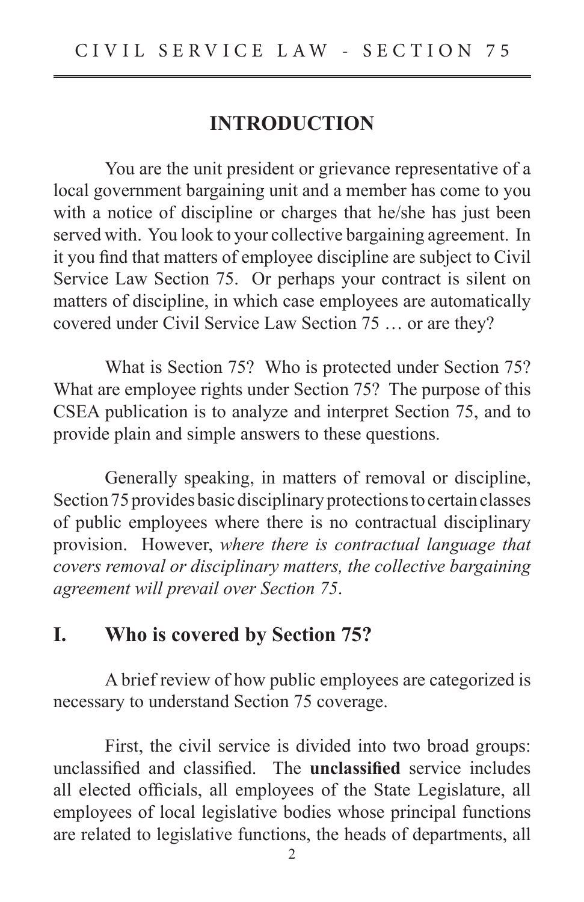## INTRODUCTION

You are the unit president or grievance representative of a local government bargaining unit and a member has come to you with a notice of discipline or charges that he/she has just been served with. You look to your collective bargaining agreement. In it you find that matters of employee discipline are subject to Civil Service Law Section 75. Or perhaps your contract is silent on matters of discipline, in which case employees are automatically covered under Civil Service Law Section 75 … or are they?

What is Section 75? Who is protected under Section 75? What are employee rights under Section 75? The purpose of this CSEA publication is to analyze and interpret Section 75, and to provide plain and simple answers to these questions.

Generally speaking, in matters of removal or discipline, Section 75 provides basic disciplinary protections to certain classes of public employees where there is no contractual disciplinary provision. However, *where there is contractual language that covers removal or disciplinary matters, the collective bargaining agreement will prevail over Section 75*.

## I. Who is covered by Section 75?

A brief review of how public employees are categorized is necessary to understand Section 75 coverage.

First, the civil service is divided into two broad groups: unclassified and classified. The **unclassified** service includes all elected officials, all employees of the State Legislature, all employees of local legislative bodies whose principal functions are related to legislative functions, the heads of departments, all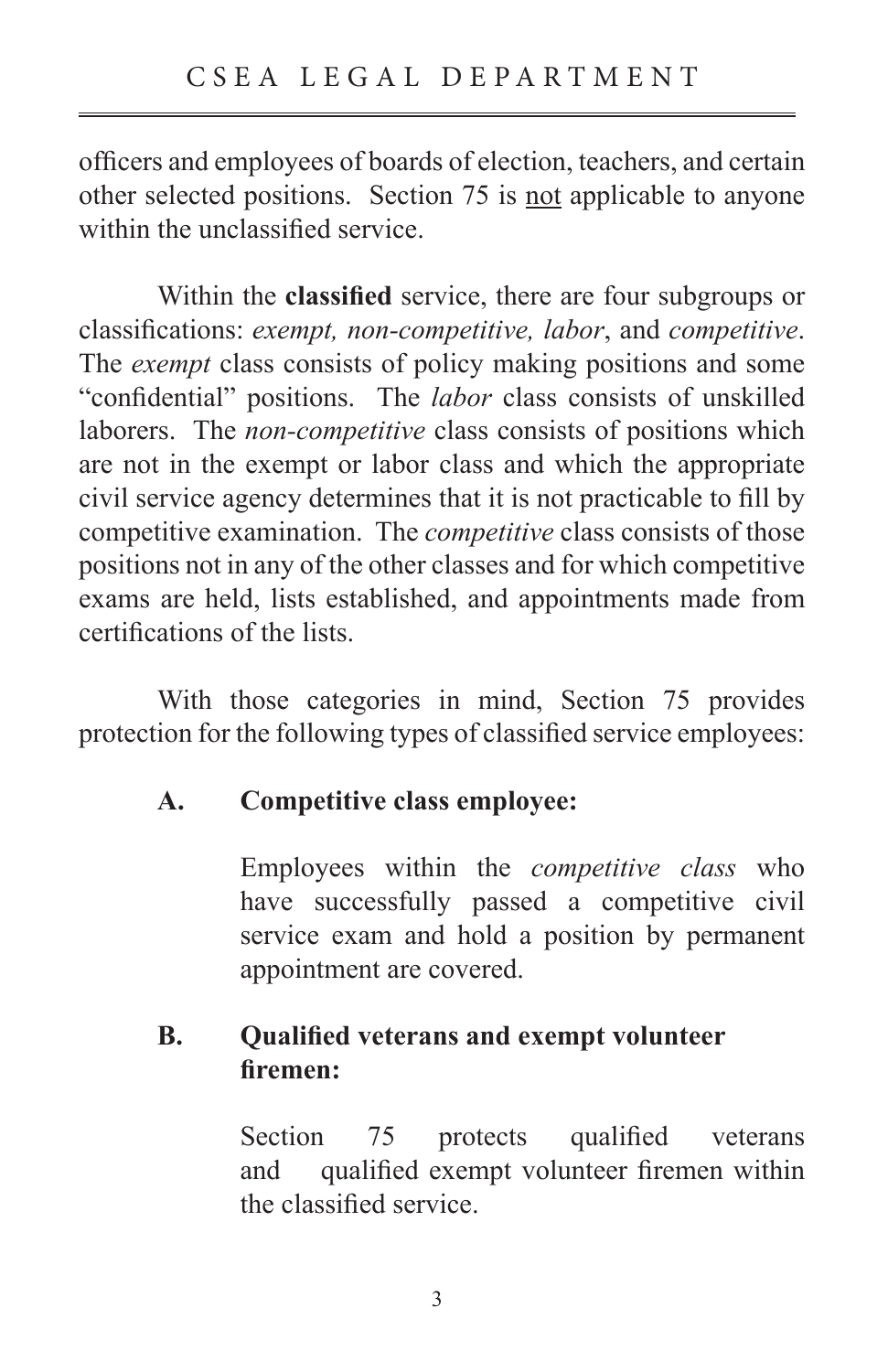officers and employees of boards of election, teachers, and certain other selected positions. Section 75 is <u>not</u> applicable to anyone within the unclassified service.

Within the **classified** service, there are four subgroups or classifications: *exempt, non-competitive, labor*, and *competitive*. The *exempt* class consists of policy making positions and some "confidential" positions. The *labor* class consists of unskilled laborers. The *non-competitive* class consists of positions which are not in the exempt or labor class and which the appropriate civil service agency determines that it is not practicable to fill by competitive examination. The *competitive* class consists of those positions not in any of the other classes and for which competitive exams are held, lists established, and appointments made from certifications of the lists.

With those categories in mind, Section 75 provides protection for the following types of classified service employees:

**A. Competitive class employee:**

Employees within the *competitive class* who have successfully passed a competitive civil service exam and hold a position by permanent appointment are covered.

**B. Qualified veterans and exempt volunteer firemen:**

Section 75 protects qualified veterans and qualified exempt volunteer firemen within the classified service.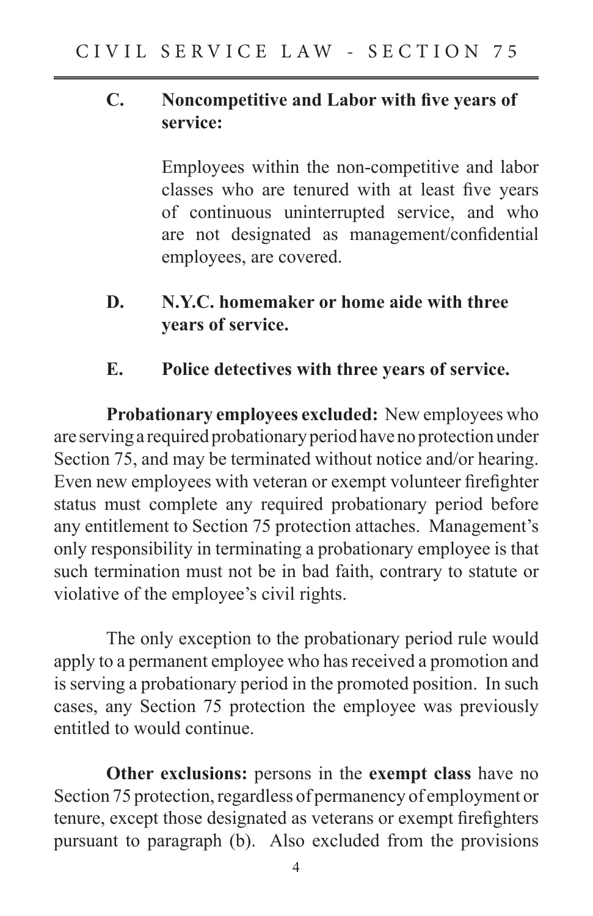**C. Noncompetitive and Labor with five years of service:**

Employees within the non-competitive and labor classes who are tenured with at least five years of continuous uninterrupted service, and who are not designated as management/confidential employees, are covered.

**D. N.Y.C. homemaker or home aide with three years of service.**

**E. Police detectives with three years of service.**

**Probationary employees excluded:** New employees who are serving a required probationary period have no protection under Section 75, and may be terminated without notice and/or hearing. Even new employees with veteran or exempt volunteer firefighter status must complete any required probationary period before any entitlement to Section 75 protection attaches. Management's only responsibility in terminating a probationary employee is that such termination must not be in bad faith, contrary to statute or violative of the employee's civil rights.

The only exception to the probationary period rule would apply to a permanent employee who has received a promotion and is serving a probationary period in the promoted position. In such cases, any Section 75 protection the employee was previously entitled to would continue.

**Other exclusions:** persons in the **exempt class** have no Section 75 protection, regardless of permanency of employment or tenure, except those designated as veterans or exempt firefighters pursuant to paragraph (b). Also excluded from the provisions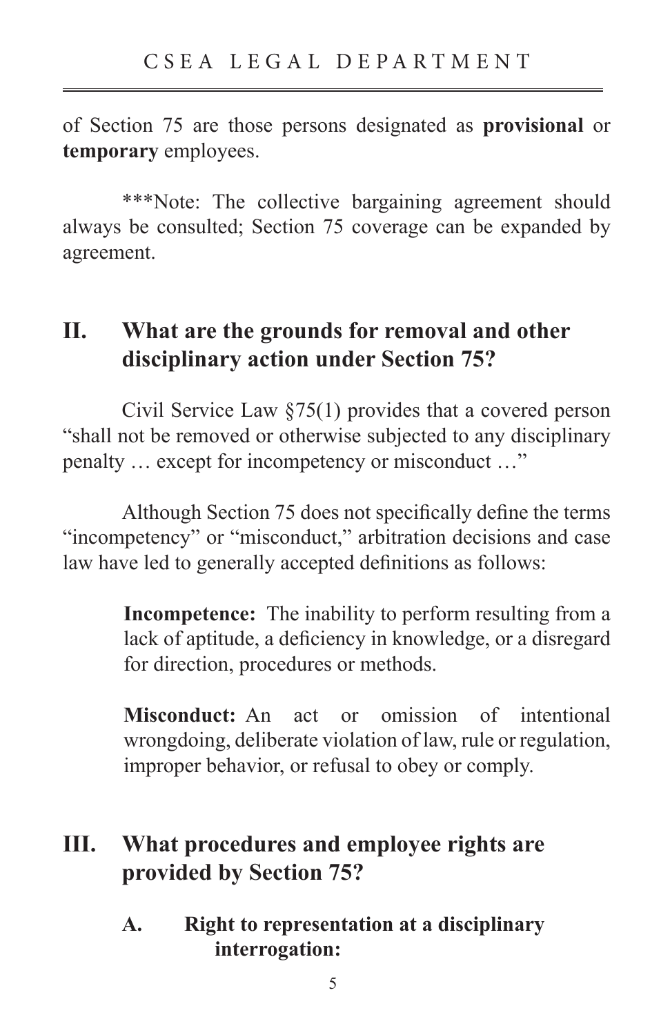of Section 75 are those persons designated as **provisional** or **temporary** employees.

***Note: The collective bargaining agreement should always be consulted; Section 75 coverage can be expanded by agreement.

## II. What are the grounds for removal and other disciplinary action under Section 75?

Civil Service Law §75(1) provides that a covered person "shall not be removed or otherwise subjected to any disciplinary penalty … except for incompetency or misconduct …"

Although Section 75 does not specifically define the terms "incompetency" or "misconduct," arbitration decisions and case law have led to generally accepted definitions as follows:

> **Incompetence:** The inability to perform resulting from a lack of aptitude, a deficiency in knowledge, or a disregard for direction, procedures or methods.
>
> **Misconduct:** An act or omission of intentional wrongdoing, deliberate violation of law, rule or regulation, improper behavior, or refusal to obey or comply.

## III. What procedures and employee rights are provided by Section 75?

### A. Right to representation at a disciplinary interrogation: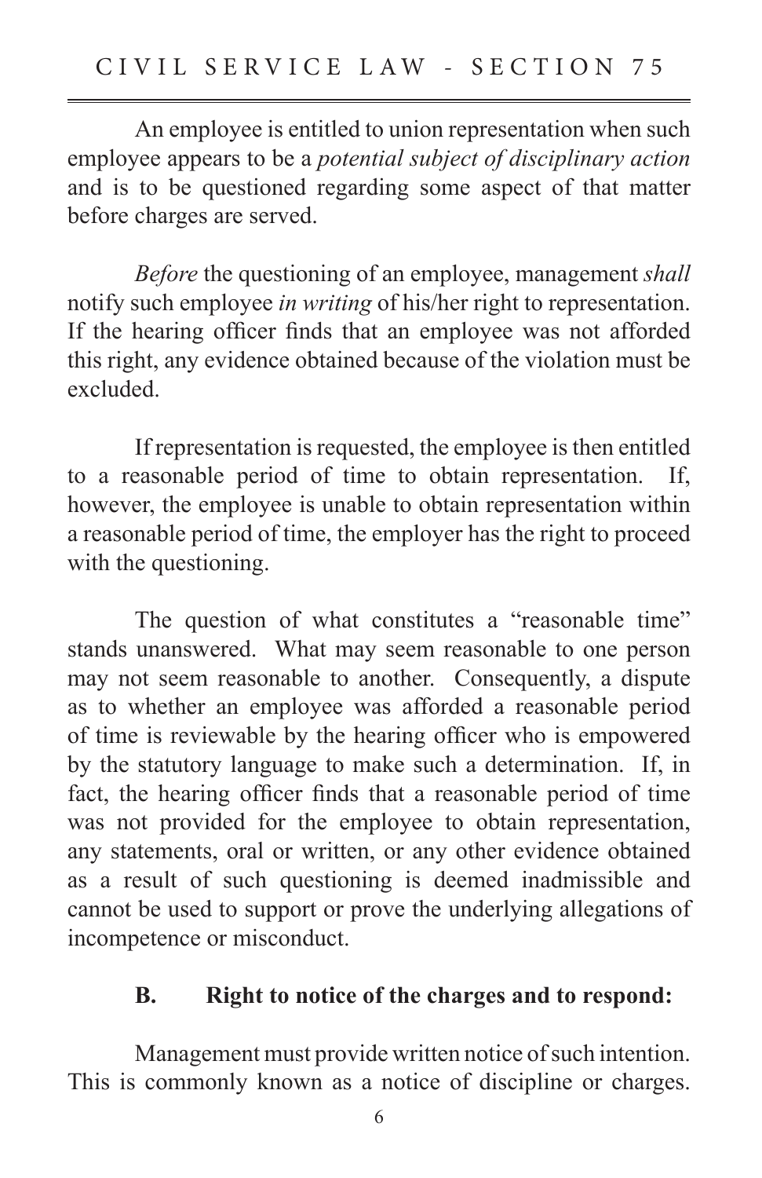An employee is entitled to union representation when such employee appears to be a *potential subject of disciplinary action* and is to be questioned regarding some aspect of that matter before charges are served.

*Before* the questioning of an employee, management *shall* notify such employee *in writing* of his/her right to representation. If the hearing officer finds that an employee was not afforded this right, any evidence obtained because of the violation must be excluded.

If representation is requested, the employee is then entitled to a reasonable period of time to obtain representation. If, however, the employee is unable to obtain representation within a reasonable period of time, the employer has the right to proceed with the questioning.

The question of what constitutes a "reasonable time" stands unanswered. What may seem reasonable to one person may not seem reasonable to another. Consequently, a dispute as to whether an employee was afforded a reasonable period of time is reviewable by the hearing officer who is empowered by the statutory language to make such a determination. If, in fact, the hearing officer finds that a reasonable period of time was not provided for the employee to obtain representation, any statements, oral or written, or any other evidence obtained as a result of such questioning is deemed inadmissible and cannot be used to support or prove the underlying allegations of incompetence or misconduct.

### B. Right to notice of the charges and to respond:

Management must provide written notice of such intention. This is commonly known as a notice of discipline or charges.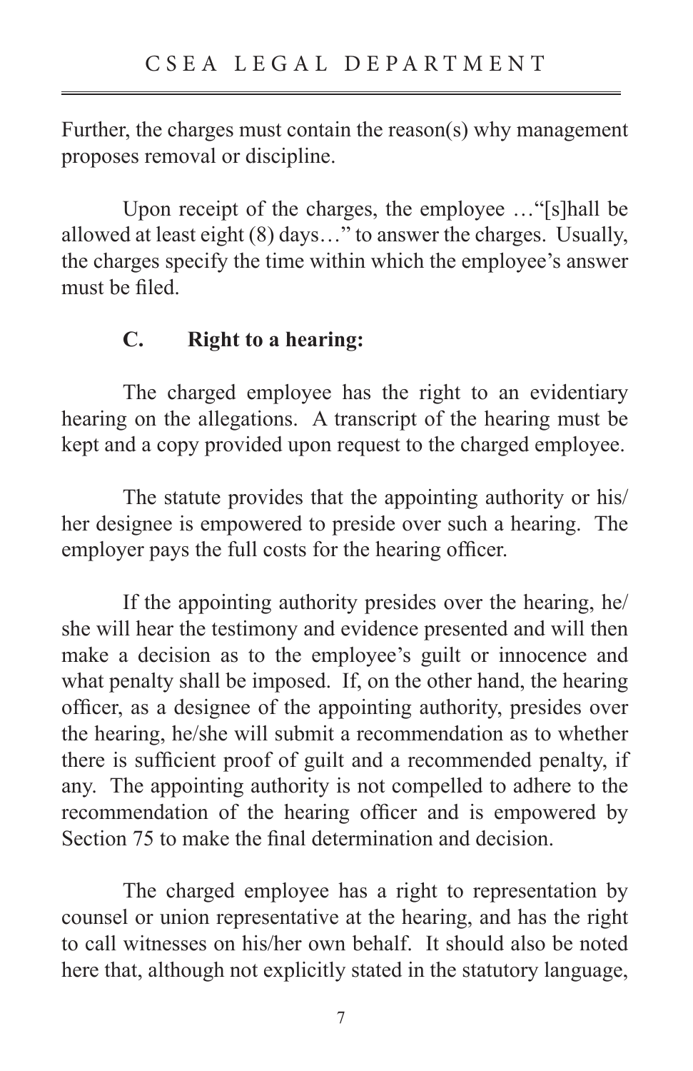Further, the charges must contain the reason(s) why management proposes removal or discipline.

Upon receipt of the charges, the employee …"[s]hall be allowed at least eight (8) days…" to answer the charges. Usually, the charges specify the time within which the employee's answer must be filed.

### C. Right to a hearing:

The charged employee has the right to an evidentiary hearing on the allegations. A transcript of the hearing must be kept and a copy provided upon request to the charged employee.

The statute provides that the appointing authority or his/her designee is empowered to preside over such a hearing. The employer pays the full costs for the hearing officer.

If the appointing authority presides over the hearing, he/she will hear the testimony and evidence presented and will then make a decision as to the employee's guilt or innocence and what penalty shall be imposed. If, on the other hand, the hearing officer, as a designee of the appointing authority, presides over the hearing, he/she will submit a recommendation as to whether there is sufficient proof of guilt and a recommended penalty, if any. The appointing authority is not compelled to adhere to the recommendation of the hearing officer and is empowered by Section 75 to make the final determination and decision.

The charged employee has a right to representation by counsel or union representative at the hearing, and has the right to call witnesses on his/her own behalf. It should also be noted here that, although not explicitly stated in the statutory language,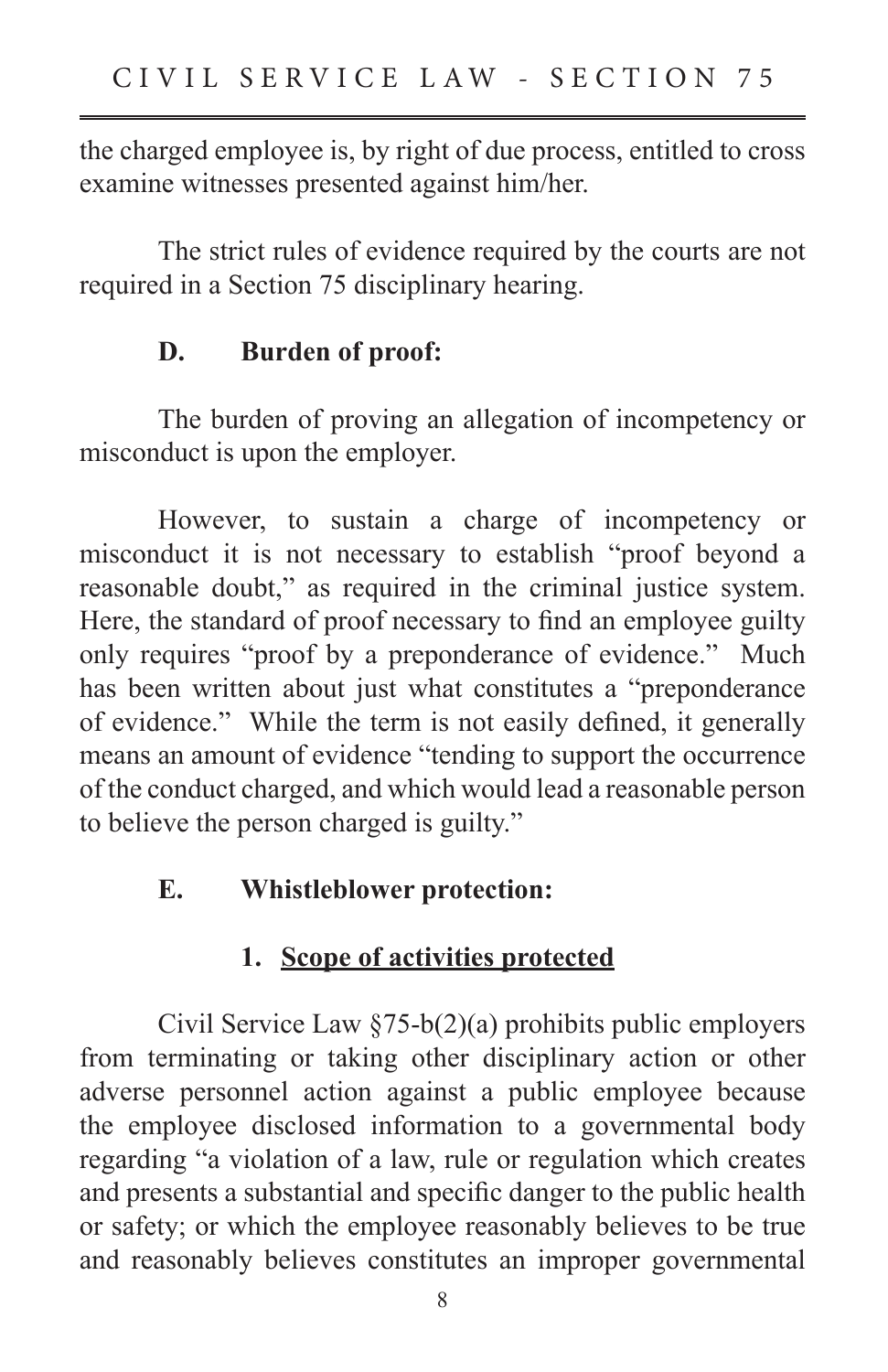the charged employee is, by right of due process, entitled to cross examine witnesses presented against him/her.

The strict rules of evidence required by the courts are not required in a Section 75 disciplinary hearing.

### D. Burden of proof:

The burden of proving an allegation of incompetency or misconduct is upon the employer.

However, to sustain a charge of incompetency or misconduct it is not necessary to establish "proof beyond a reasonable doubt," as required in the criminal justice system. Here, the standard of proof necessary to find an employee guilty only requires "proof by a preponderance of evidence." Much has been written about just what constitutes a "preponderance of evidence." While the term is not easily defined, it generally means an amount of evidence "tending to support the occurrence of the conduct charged, and which would lead a reasonable person to believe the person charged is guilty."

### E. Whistleblower protection:

#### 1. Scope of activities protected

Civil Service Law §75-b(2)(a) prohibits public employers from terminating or taking other disciplinary action or other adverse personnel action against a public employee because the employee disclosed information to a governmental body regarding "a violation of a law, rule or regulation which creates and presents a substantial and specific danger to the public health or safety; or which the employee reasonably believes to be true and reasonably believes constitutes an improper governmental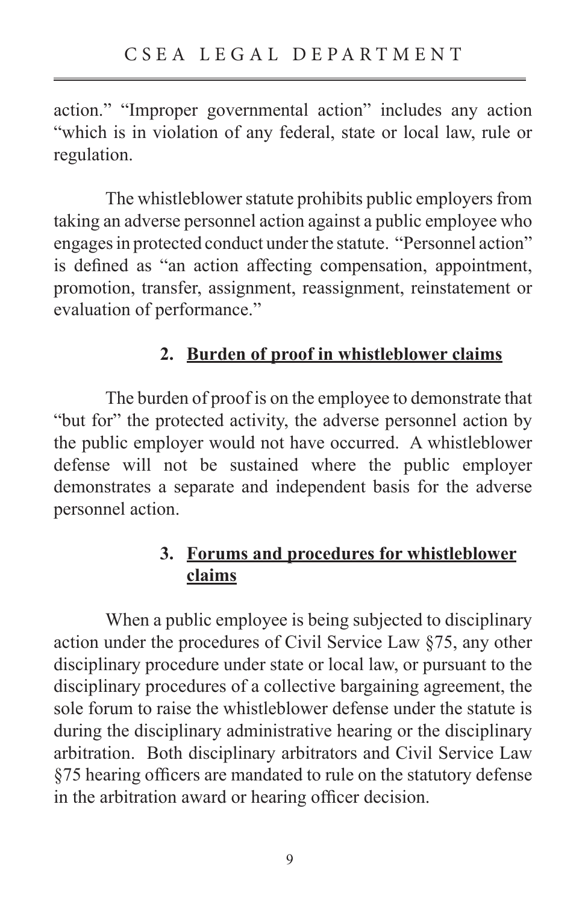action." "Improper governmental action" includes any action "which is in violation of any federal, state or local law, rule or regulation.

The whistleblower statute prohibits public employers from taking an adverse personnel action against a public employee who engages in protected conduct under the statute. "Personnel action" is defined as "an action affecting compensation, appointment, promotion, transfer, assignment, reassignment, reinstatement or evaluation of performance."

### 2. Burden of proof in whistleblower claims

The burden of proof is on the employee to demonstrate that "but for" the protected activity, the adverse personnel action by the public employer would not have occurred. A whistleblower defense will not be sustained where the public employer demonstrates a separate and independent basis for the adverse personnel action.

### 3. Forums and procedures for whistleblower claims

When a public employee is being subjected to disciplinary action under the procedures of Civil Service Law §75, any other disciplinary procedure under state or local law, or pursuant to the disciplinary procedures of a collective bargaining agreement, the sole forum to raise the whistleblower defense under the statute is during the disciplinary administrative hearing or the disciplinary arbitration. Both disciplinary arbitrators and Civil Service Law §75 hearing officers are mandated to rule on the statutory defense in the arbitration award or hearing officer decision.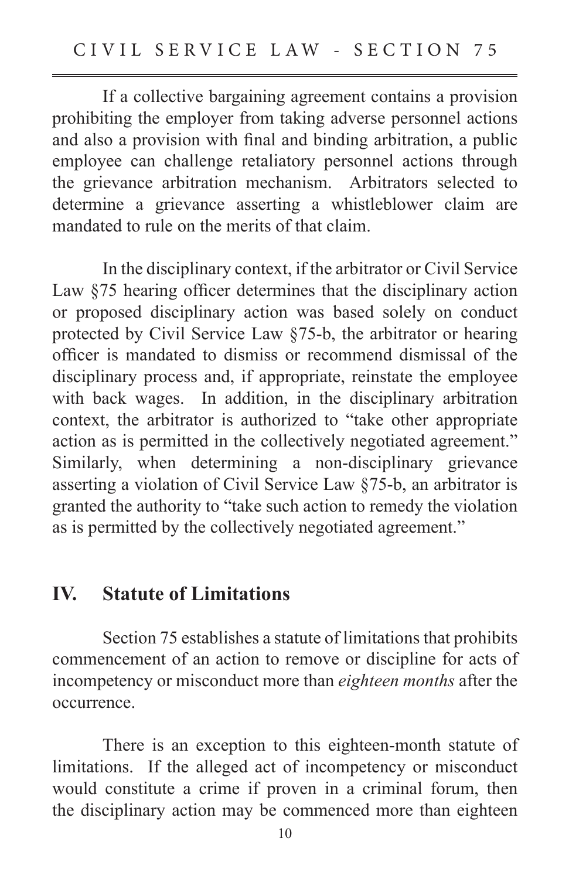If a collective bargaining agreement contains a provision prohibiting the employer from taking adverse personnel actions and also a provision with final and binding arbitration, a public employee can challenge retaliatory personnel actions through the grievance arbitration mechanism. Arbitrators selected to determine a grievance asserting a whistleblower claim are mandated to rule on the merits of that claim.

In the disciplinary context, if the arbitrator or Civil Service Law §75 hearing officer determines that the disciplinary action or proposed disciplinary action was based solely on conduct protected by Civil Service Law §75-b, the arbitrator or hearing officer is mandated to dismiss or recommend dismissal of the disciplinary process and, if appropriate, reinstate the employee with back wages. In addition, in the disciplinary arbitration context, the arbitrator is authorized to "take other appropriate action as is permitted in the collectively negotiated agreement." Similarly, when determining a non-disciplinary grievance asserting a violation of Civil Service Law §75-b, an arbitrator is granted the authority to "take such action to remedy the violation as is permitted by the collectively negotiated agreement."

## IV. Statute of Limitations

Section 75 establishes a statute of limitations that prohibits commencement of an action to remove or discipline for acts of incompetency or misconduct more than *eighteen months* after the occurrence.

There is an exception to this eighteen-month statute of limitations. If the alleged act of incompetency or misconduct would constitute a crime if proven in a criminal forum, then the disciplinary action may be commenced more than eighteen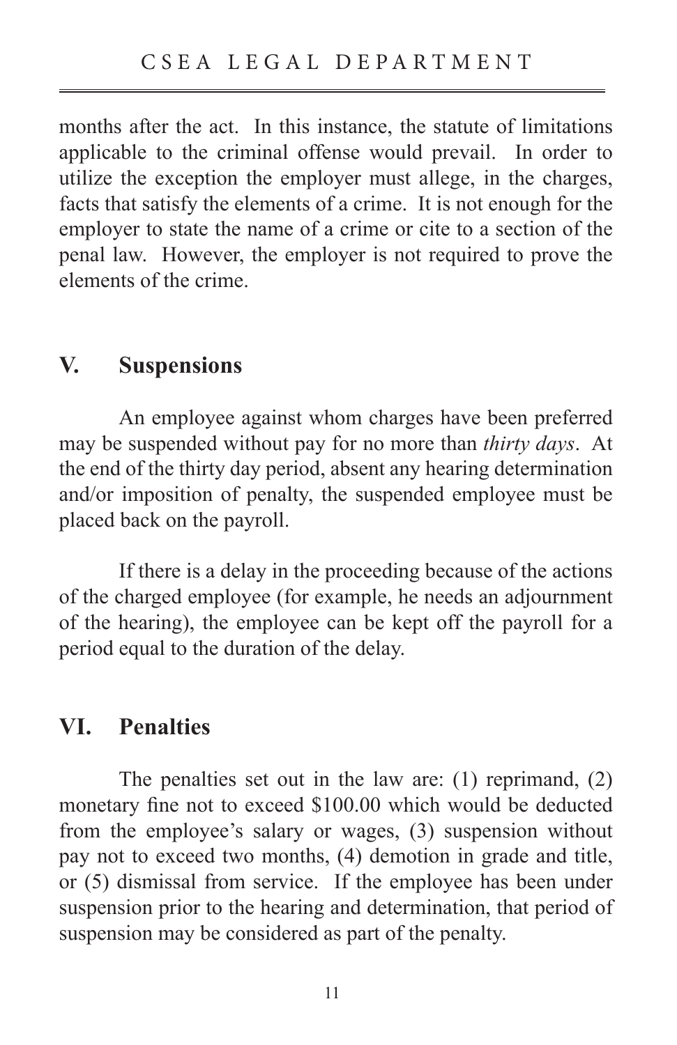months after the act. In this instance, the statute of limitations applicable to the criminal offense would prevail. In order to utilize the exception the employer must allege, in the charges, facts that satisfy the elements of a crime. It is not enough for the employer to state the name of a crime or cite to a section of the penal law. However, the employer is not required to prove the elements of the crime.

## V. Suspensions

An employee against whom charges have been preferred may be suspended without pay for no more than *thirty days*. At the end of the thirty day period, absent any hearing determination and/or imposition of penalty, the suspended employee must be placed back on the payroll.

If there is a delay in the proceeding because of the actions of the charged employee (for example, he needs an adjournment of the hearing), the employee can be kept off the payroll for a period equal to the duration of the delay.

## VI. Penalties

The penalties set out in the law are: (1) reprimand, (2) monetary fine not to exceed $100.00 which would be deducted from the employee's salary or wages, (3) suspension without pay not to exceed two months, (4) demotion in grade and title, or (5) dismissal from service. If the employee has been under suspension prior to the hearing and determination, that period of suspension may be considered as part of the penalty.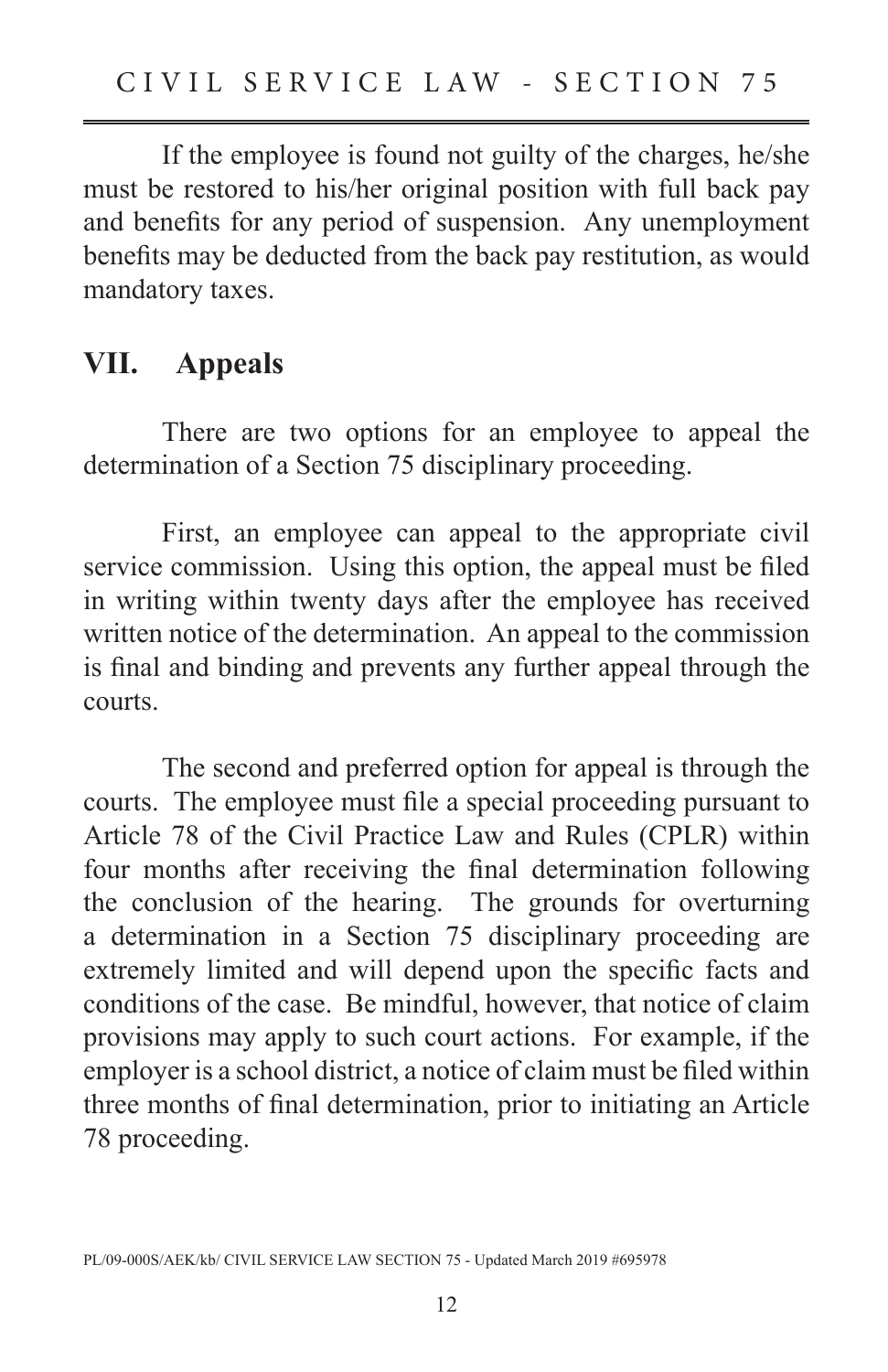If the employee is found not guilty of the charges, he/she must be restored to his/her original position with full back pay and benefits for any period of suspension. Any unemployment benefits may be deducted from the back pay restitution, as would mandatory taxes.

## VII. Appeals

There are two options for an employee to appeal the determination of a Section 75 disciplinary proceeding.

First, an employee can appeal to the appropriate civil service commission. Using this option, the appeal must be filed in writing within twenty days after the employee has received written notice of the determination. An appeal to the commission is final and binding and prevents any further appeal through the courts.

The second and preferred option for appeal is through the courts. The employee must file a special proceeding pursuant to Article 78 of the Civil Practice Law and Rules (CPLR) within four months after receiving the final determination following the conclusion of the hearing. The grounds for overturning a determination in a Section 75 disciplinary proceeding are extremely limited and will depend upon the specific facts and conditions of the case. Be mindful, however, that notice of claim provisions may apply to such court actions. For example, if the employer is a school district, a notice of claim must be filed within three months of final determination, prior to initiating an Article 78 proceeding.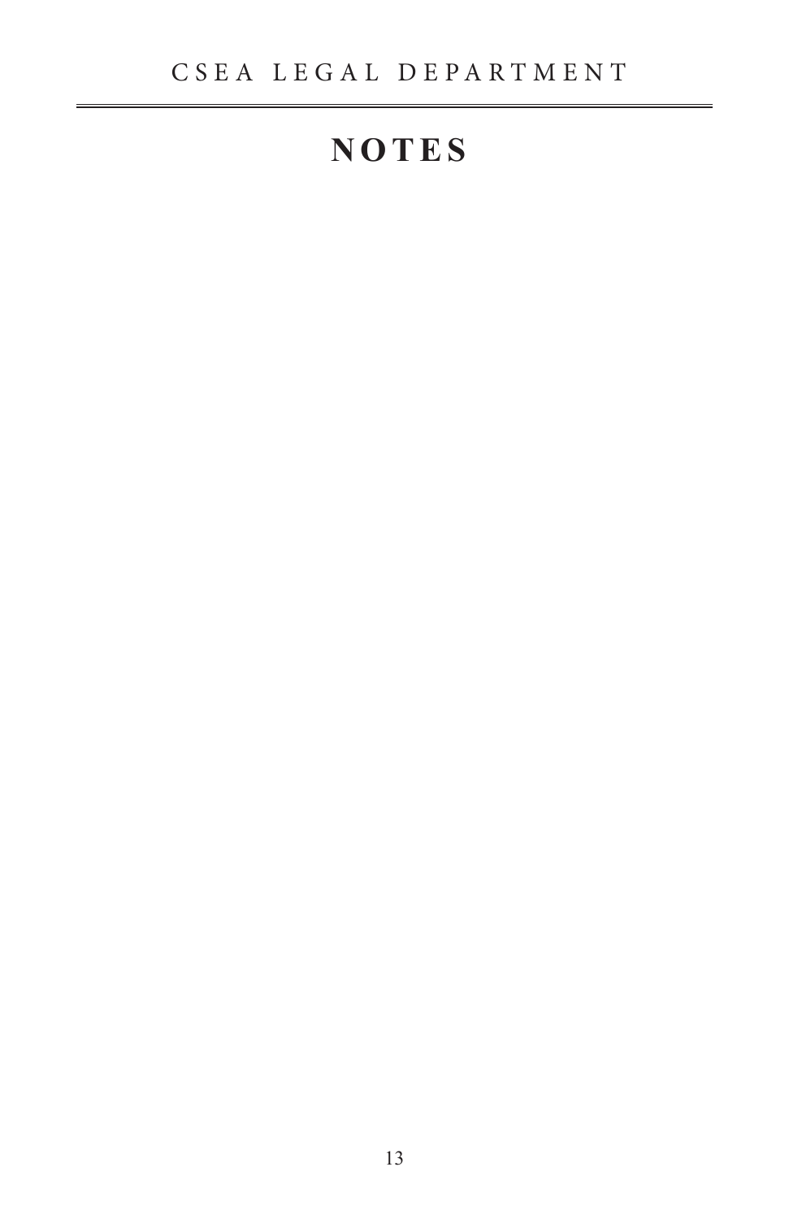# NOTES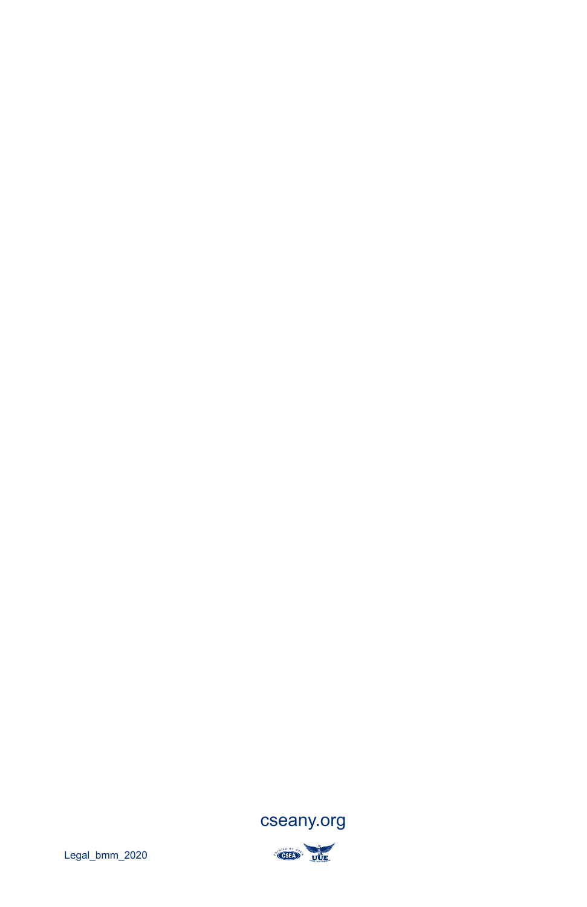cseany.org

Legal_bmm_2020